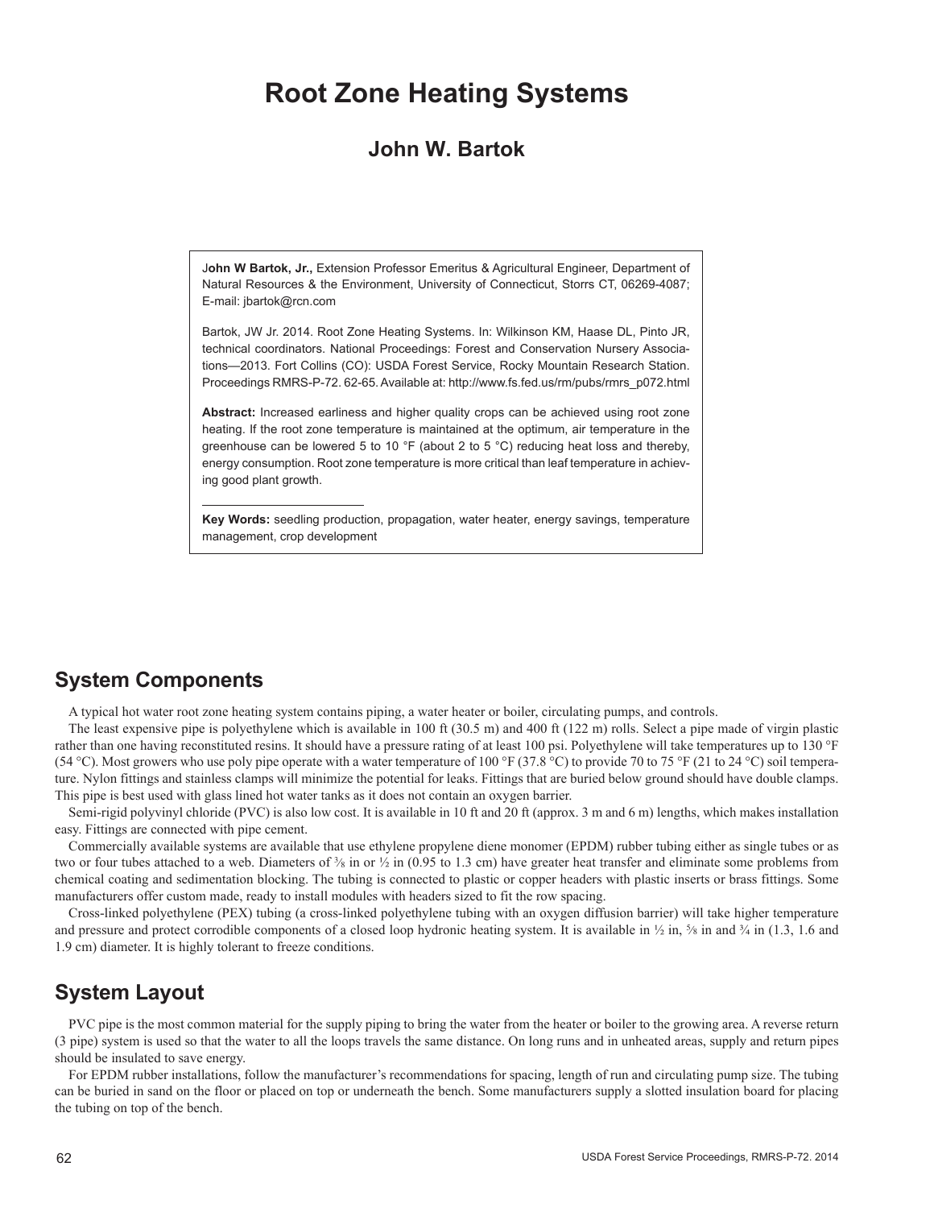# Root Zone Heating Systems

## John W. Bartok

**John W Bartok, Jr.,** Extension Professor Emeritus & Agricultural Engineer, Department of Natural Resources & the Environment, University of Connecticut, Storrs CT, 06269-4087; E-mail: jbartok@rcn.com

Bartok, JW Jr. 2014. Root Zone Heating Systems. In: Wilkinson KM, Haase DL, Pinto JR, technical coordinators. National Proceedings: Forest and Conservation Nursery Associations—2013. Fort Collins (CO): USDA Forest Service, Rocky Mountain Research Station. Proceedings RMRS-P-72. 62-65. Available at: http://www.fs.fed.us/rm/pubs/rmrs_p072.html

**Abstract:** Increased earliness and higher quality crops can be achieved using root zone heating. If the root zone temperature is maintained at the optimum, air temperature in the greenhouse can be lowered 5 to 10 °F (about 2 to 5 °C) reducing heat loss and thereby, energy consumption. Root zone temperature is more critical than leaf temperature in achieving good plant growth.

**Key Words:** seedling production, propagation, water heater, energy savings, temperature management, crop development

## System Components

A typical hot water root zone heating system contains piping, a water heater or boiler, circulating pumps, and controls.

The least expensive pipe is polyethylene which is available in 100 ft (30.5 m) and 400 ft (122 m) rolls. Select a pipe made of virgin plastic rather than one having reconstituted resins. It should have a pressure rating of at least 100 psi. Polyethylene will take temperatures up to 130 °F (54 °C). Most growers who use poly pipe operate with a water temperature of 100 °F (37.8 °C) to provide 70 to 75 °F (21 to 24 °C) soil temperature. Nylon fittings and stainless clamps will minimize the potential for leaks. Fittings that are buried below ground should have double clamps. This pipe is best used with glass lined hot water tanks as it does not contain an oxygen barrier.

Semi-rigid polyvinyl chloride (PVC) is also low cost. It is available in 10 ft and 20 ft (approx. 3 m and 6 m) lengths, which makes installation easy. Fittings are connected with pipe cement.

Commercially available systems are available that use ethylene propylene diene monomer (EPDM) rubber tubing either as single tubes or as two or four tubes attached to a web. Diameters of ⅜ in or ½ in (0.95 to 1.3 cm) have greater heat transfer and eliminate some problems from chemical coating and sedimentation blocking. The tubing is connected to plastic or copper headers with plastic inserts or brass fittings. Some manufacturers offer custom made, ready to install modules with headers sized to fit the row spacing.

Cross-linked polyethylene (PEX) tubing (a cross-linked polyethylene tubing with an oxygen diffusion barrier) will take higher temperature and pressure and protect corrodible components of a closed loop hydronic heating system. It is available in ½ in, ⅝ in and ¾ in (1.3, 1.6 and 1.9 cm) diameter. It is highly tolerant to freeze conditions.

## System Layout

PVC pipe is the most common material for the supply piping to bring the water from the heater or boiler to the growing area. A reverse return (3 pipe) system is used so that the water to all the loops travels the same distance. On long runs and in unheated areas, supply and return pipes should be insulated to save energy.

For EPDM rubber installations, follow the manufacturer's recommendations for spacing, length of run and circulating pump size. The tubing can be buried in sand on the floor or placed on top or underneath the bench. Some manufacturers supply a slotted insulation board for placing the tubing on top of the bench.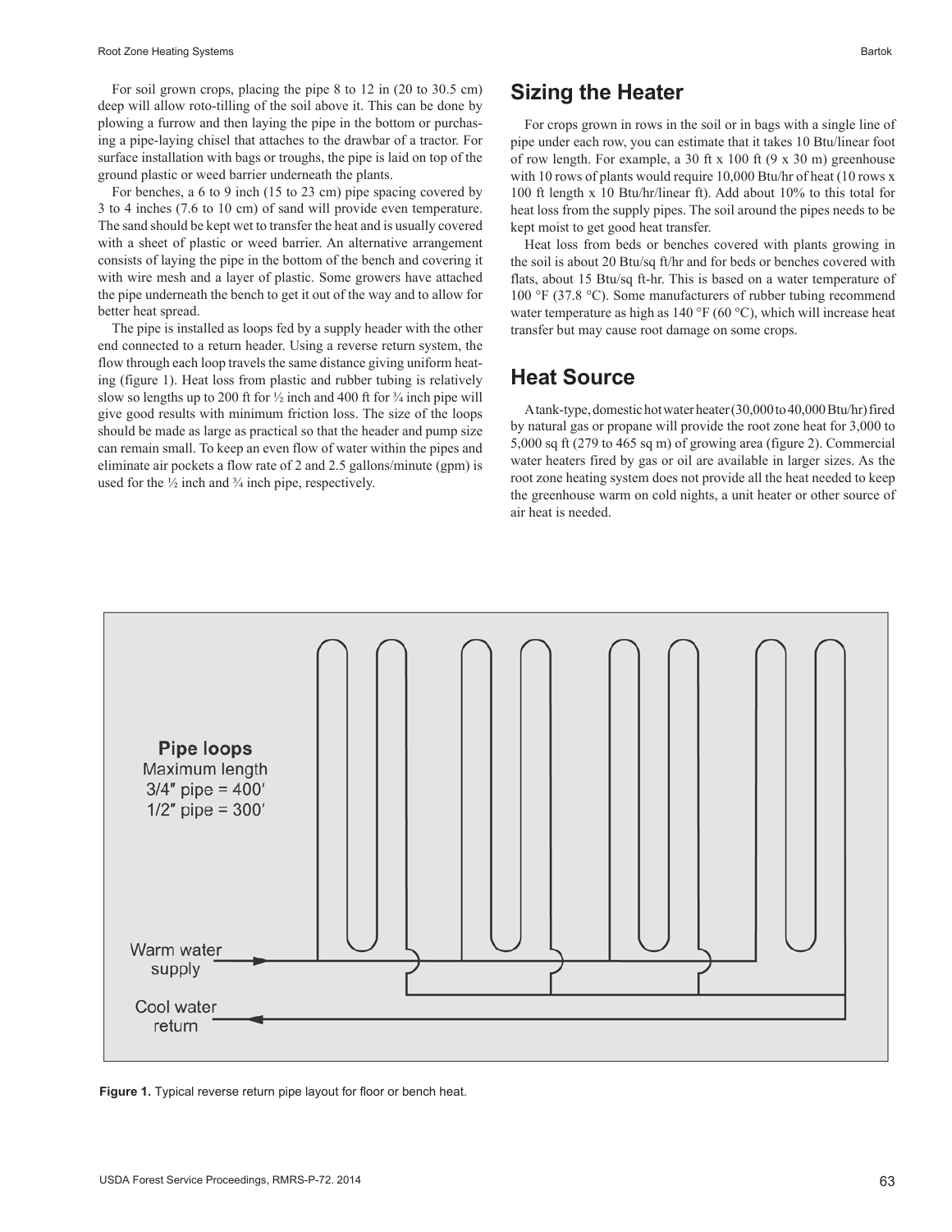For soil grown crops, placing the pipe 8 to 12 in (20 to 30.5 cm) deep will allow roto-tilling of the soil above it. This can be done by plowing a furrow and then laying the pipe in the bottom or purchasing a pipe-laying chisel that attaches to the drawbar of a tractor. For surface installation with bags or troughs, the pipe is laid on top of the ground plastic or weed barrier underneath the plants.

For benches, a 6 to 9 inch (15 to 23 cm) pipe spacing covered by 3 to 4 inches (7.6 to 10 cm) of sand will provide even temperature. The sand should be kept wet to transfer the heat and is usually covered with a sheet of plastic or weed barrier. An alternative arrangement consists of laying the pipe in the bottom of the bench and covering it with wire mesh and a layer of plastic. Some growers have attached the pipe underneath the bench to get it out of the way and to allow for better heat spread.

The pipe is installed as loops fed by a supply header with the other end connected to a return header. Using a reverse return system, the flow through each loop travels the same distance giving uniform heating (figure 1). Heat loss from plastic and rubber tubing is relatively slow so lengths up to 200 ft for ½ inch and 400 ft for ¾ inch pipe will give good results with minimum friction loss. The size of the loops should be made as large as practical so that the header and pump size can remain small. To keep an even flow of water within the pipes and eliminate air pockets a flow rate of 2 and 2.5 gallons/minute (gpm) is used for the ½ inch and ¾ inch pipe, respectively.

## Sizing the Heater

For crops grown in rows in the soil or in bags with a single line of pipe under each row, you can estimate that it takes 10 Btu/linear foot of row length. For example, a 30 ft x 100 ft (9 x 30 m) greenhouse with 10 rows of plants would require 10,000 Btu/hr of heat (10 rows x 100 ft length x 10 Btu/hr/linear ft). Add about 10% to this total for heat loss from the supply pipes. The soil around the pipes needs to be kept moist to get good heat transfer.

Heat loss from beds or benches covered with plants growing in the soil is about 20 Btu/sq ft/hr and for beds or benches covered with flats, about 15 Btu/sq ft-hr. This is based on a water temperature of 100 °F (37.8 °C). Some manufacturers of rubber tubing recommend water temperature as high as 140 °F (60 °C), which will increase heat transfer but may cause root damage on some crops.

## Heat Source

A tank-type, domestic hot water heater (30,000 to 40,000 Btu/hr) fired by natural gas or propane will provide the root zone heat for 3,000 to 5,000 sq ft (279 to 465 sq m) of growing area (figure 2). Commercial water heaters fired by gas or oil are available in larger sizes. As the root zone heating system does not provide all the heat needed to keep the greenhouse warm on cold nights, a unit heater or other source of air heat is needed.

**Pipe loops**
Maximum length
3/4″ pipe = 400′
1/2″ pipe = 300′

Warm water supply

Cool water return

**Figure 1.** Typical reverse return pipe layout for floor or bench heat.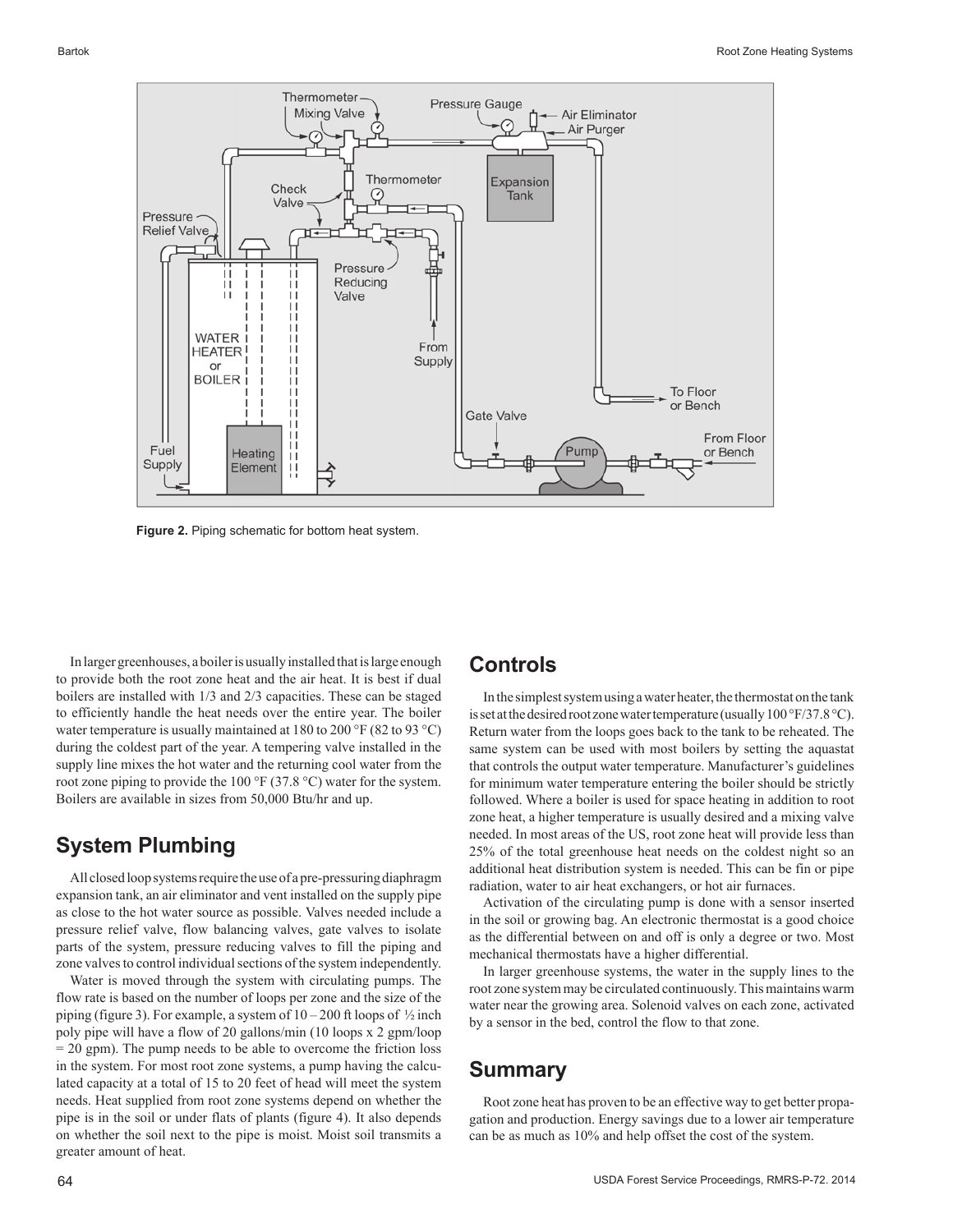Figure 2. Piping schematic for bottom heat system.

In larger greenhouses, a boiler is usually installed that is large enough to provide both the root zone heat and the air heat. It is best if dual boilers are installed with 1/3 and 2/3 capacities. These can be staged to efficiently handle the heat needs over the entire year. The boiler water temperature is usually maintained at 180 to 200 °F (82 to 93 °C) during the coldest part of the year. A tempering valve installed in the supply line mixes the hot water and the returning cool water from the root zone piping to provide the 100 °F (37.8 °C) water for the system. Boilers are available in sizes from 50,000 Btu/hr and up.

## System Plumbing

All closed loop systems require the use of a pre-pressuring diaphragm expansion tank, an air eliminator and vent installed on the supply pipe as close to the hot water source as possible. Valves needed include a pressure relief valve, flow balancing valves, gate valves to isolate parts of the system, pressure reducing valves to fill the piping and zone valves to control individual sections of the system independently.

Water is moved through the system with circulating pumps. The flow rate is based on the number of loops per zone and the size of the piping (figure 3). For example, a system of 10 – 200 ft loops of ½ inch poly pipe will have a flow of 20 gallons/min (10 loops x 2 gpm/loop = 20 gpm). The pump needs to be able to overcome the friction loss in the system. For most root zone systems, a pump having the calculated capacity at a total of 15 to 20 feet of head will meet the system needs. Heat supplied from root zone systems depend on whether the pipe is in the soil or under flats of plants (figure 4). It also depends on whether the soil next to the pipe is moist. Moist soil transmits a greater amount of heat.

## Controls

In the simplest system using a water heater, the thermostat on the tank is set at the desired root zone water temperature (usually 100 °F/37.8 °C). Return water from the loops goes back to the tank to be reheated. The same system can be used with most boilers by setting the aquastat that controls the output water temperature. Manufacturer's guidelines for minimum water temperature entering the boiler should be strictly followed. Where a boiler is used for space heating in addition to root zone heat, a higher temperature is usually desired and a mixing valve needed. In most areas of the US, root zone heat will provide less than 25% of the total greenhouse heat needs on the coldest night so an additional heat distribution system is needed. This can be fin or pipe radiation, water to air heat exchangers, or hot air furnaces.

Activation of the circulating pump is done with a sensor inserted in the soil or growing bag. An electronic thermostat is a good choice as the differential between on and off is only a degree or two. Most mechanical thermostats have a higher differential.

In larger greenhouse systems, the water in the supply lines to the root zone system may be circulated continuously. This maintains warm water near the growing area. Solenoid valves on each zone, activated by a sensor in the bed, control the flow to that zone.

## Summary

Root zone heat has proven to be an effective way to get better propagation and production. Energy savings due to a lower air temperature can be as much as 10% and help offset the cost of the system.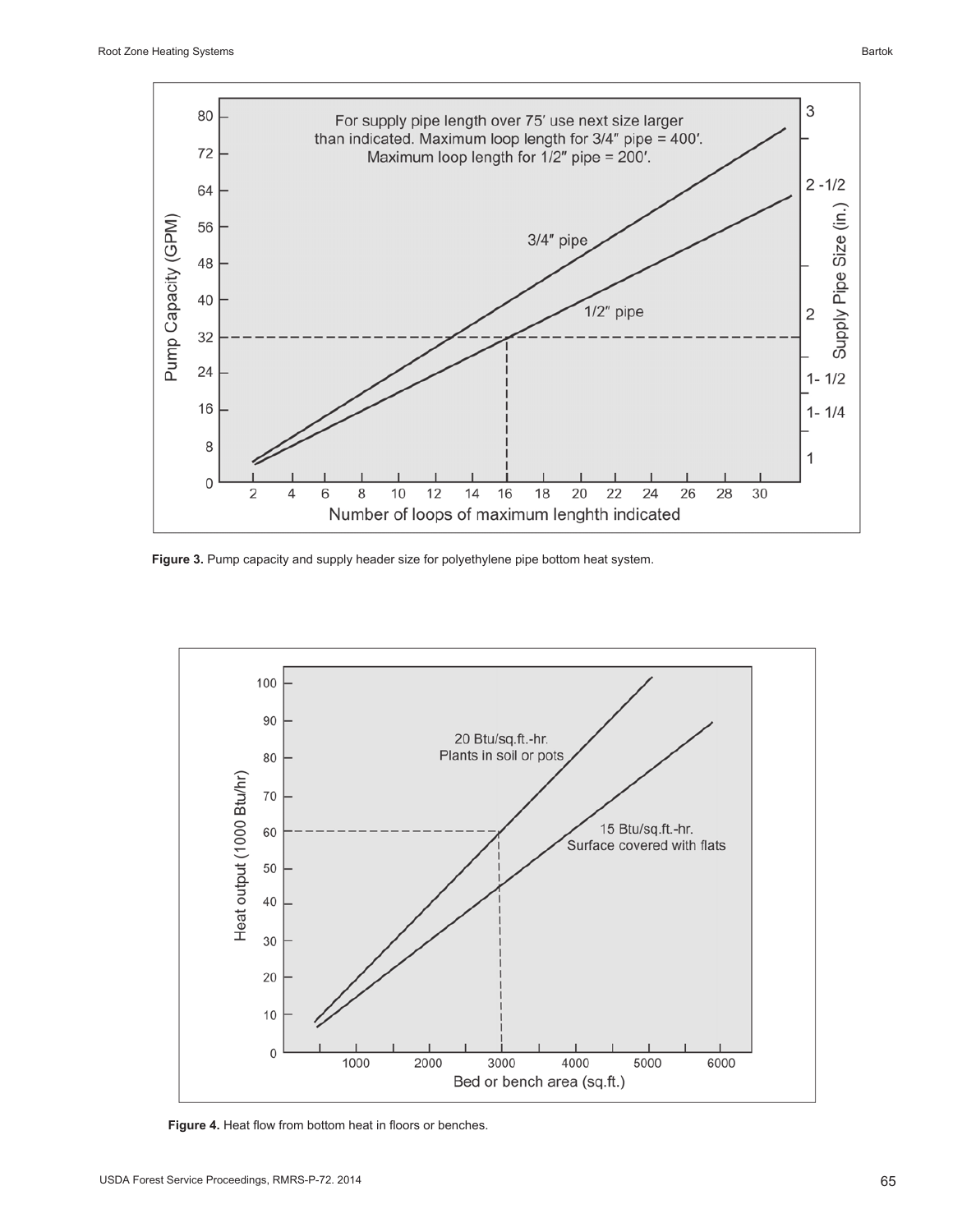For supply pipe length over 75′ use next size larger than indicated. Maximum loop length for 3/4″ pipe = 400′. Maximum loop length for 1/2″ pipe = 200′.

3/4″ pipe

1/2″ pipe

Pump Capacity (GPM)

0
8
16
24
32
40
48
56
64
72
80

Supply Pipe Size (in.)

1
1- 1/4
1- 1/2
2
2 -1/2
3

2
4
6
8
10
12
14
16
18
20
22
24
26
28
30

Number of loops of maximum length indicated

**Figure 3.** Pump capacity and supply header size for polyethylene pipe bottom heat system.

20 Btu/sq.ft.-hr.
Plants in soil or pots

15 Btu/sq.ft.-hr.
Surface covered with flats

Heat output (1000 Btu/hr)

0
10
20
30
40
50
60
70
80
90
100

1000
2000
3000
4000
5000
6000

Bed or bench area (sq.ft.)

**Figure 4.** Heat flow from bottom heat in floors or benches.